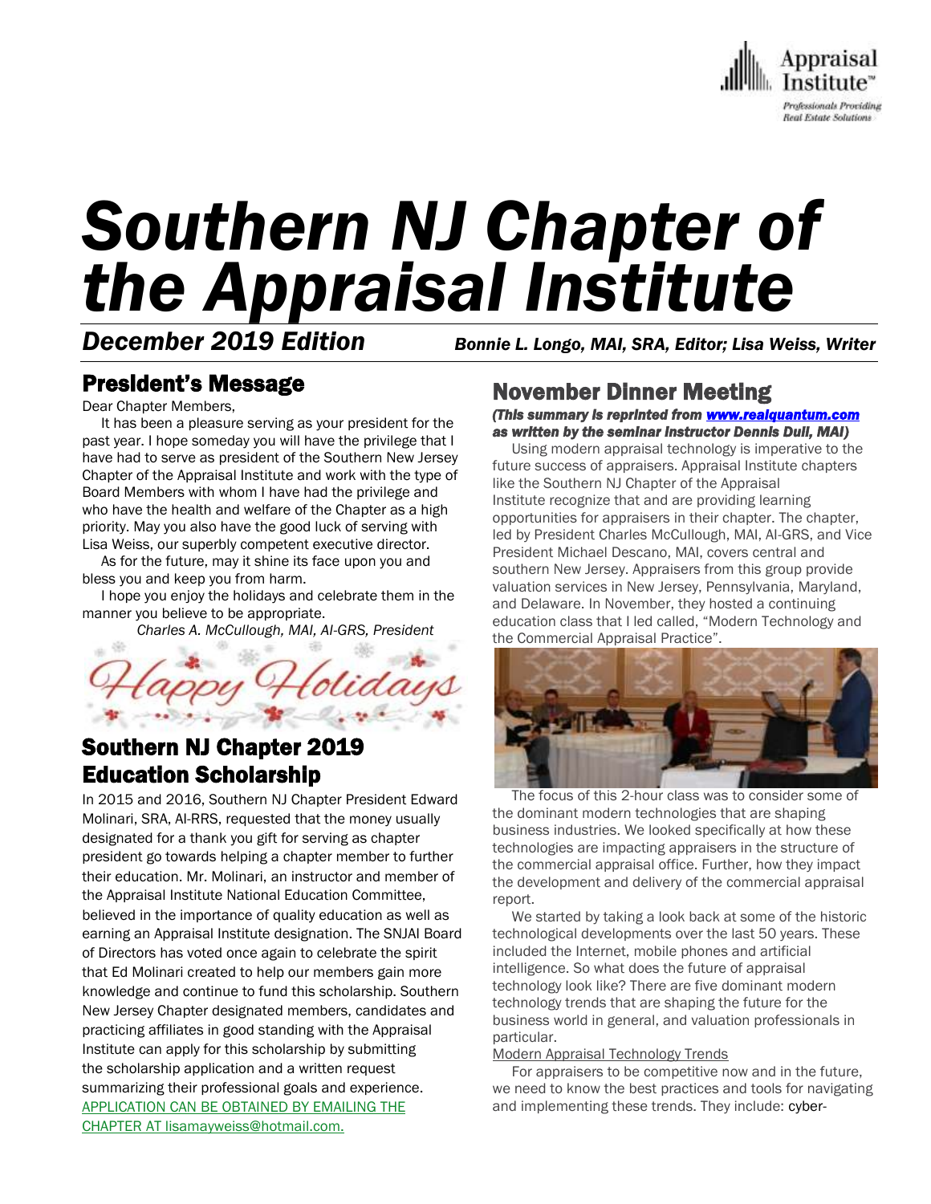Appraisal Institute™
*Professionals Providing Real Estate Solutions*

# *Southern NJ Chapter of the Appraisal Institute*

***December 2019 Edition*** *Bonnie L. Longo, MAI, SRA, Editor; Lisa Weiss, Writer*

## President's Message

Dear Chapter Members,

It has been a pleasure serving as your president for the past year. I hope someday you will have the privilege that I have had to serve as president of the Southern New Jersey Chapter of the Appraisal Institute and work with the type of Board Members with whom I have had the privilege and who have the health and welfare of the Chapter as a high priority. May you also have the good luck of serving with Lisa Weiss, our superbly competent executive director.

As for the future, may it shine its face upon you and bless you and keep you from harm.

I hope you enjoy the holidays and celebrate them in the manner you believe to be appropriate.

*Charles A. McCullough, MAI, AI-GRS, President*

*Happy Holidays*

## Southern NJ Chapter 2019 Education Scholarship

In 2015 and 2016, Southern NJ Chapter President Edward Molinari, SRA, AI-RRS, requested that the money usually designated for a thank you gift for serving as chapter president go towards helping a chapter member to further their education. Mr. Molinari, an instructor and member of the Appraisal Institute National Education Committee, believed in the importance of quality education as well as earning an Appraisal Institute designation. The SNJAI Board of Directors has voted once again to celebrate the spirit that Ed Molinari created to help our members gain more knowledge and continue to fund this scholarship. Southern New Jersey Chapter designated members, candidates and practicing affiliates in good standing with the Appraisal Institute can apply for this scholarship by submitting the scholarship application and a written request summarizing their professional goals and experience. APPLICATION CAN BE OBTAINED BY EMAILING THE CHAPTER AT lisamayweiss@hotmail.com.

## November Dinner Meeting

***(This summary is reprinted from www.realquantum.com as written by the seminar instructor Dennis Dull, MAI)***

Using modern appraisal technology is imperative to the future success of appraisers. Appraisal Institute chapters like the Southern NJ Chapter of the Appraisal Institute recognize that and are providing learning opportunities for appraisers in their chapter. The chapter, led by President Charles McCullough, MAI, AI-GRS, and Vice President Michael Descano, MAI, covers central and southern New Jersey. Appraisers from this group provide valuation services in New Jersey, Pennsylvania, Maryland, and Delaware. In November, they hosted a continuing education class that I led called, "Modern Technology and the Commercial Appraisal Practice".

The focus of this 2-hour class was to consider some of the dominant modern technologies that are shaping business industries. We looked specifically at how these technologies are impacting appraisers in the structure of the commercial appraisal office. Further, how they impact the development and delivery of the commercial appraisal report.

We started by taking a look back at some of the historic technological developments over the last 50 years. These included the Internet, mobile phones and artificial intelligence. So what does the future of appraisal technology look like? There are five dominant modern technology trends that are shaping the future for the business world in general, and valuation professionals in particular.

Modern Appraisal Technology Trends

For appraisers to be competitive now and in the future, we need to know the best practices and tools for navigating and implementing these trends. They include: cyber-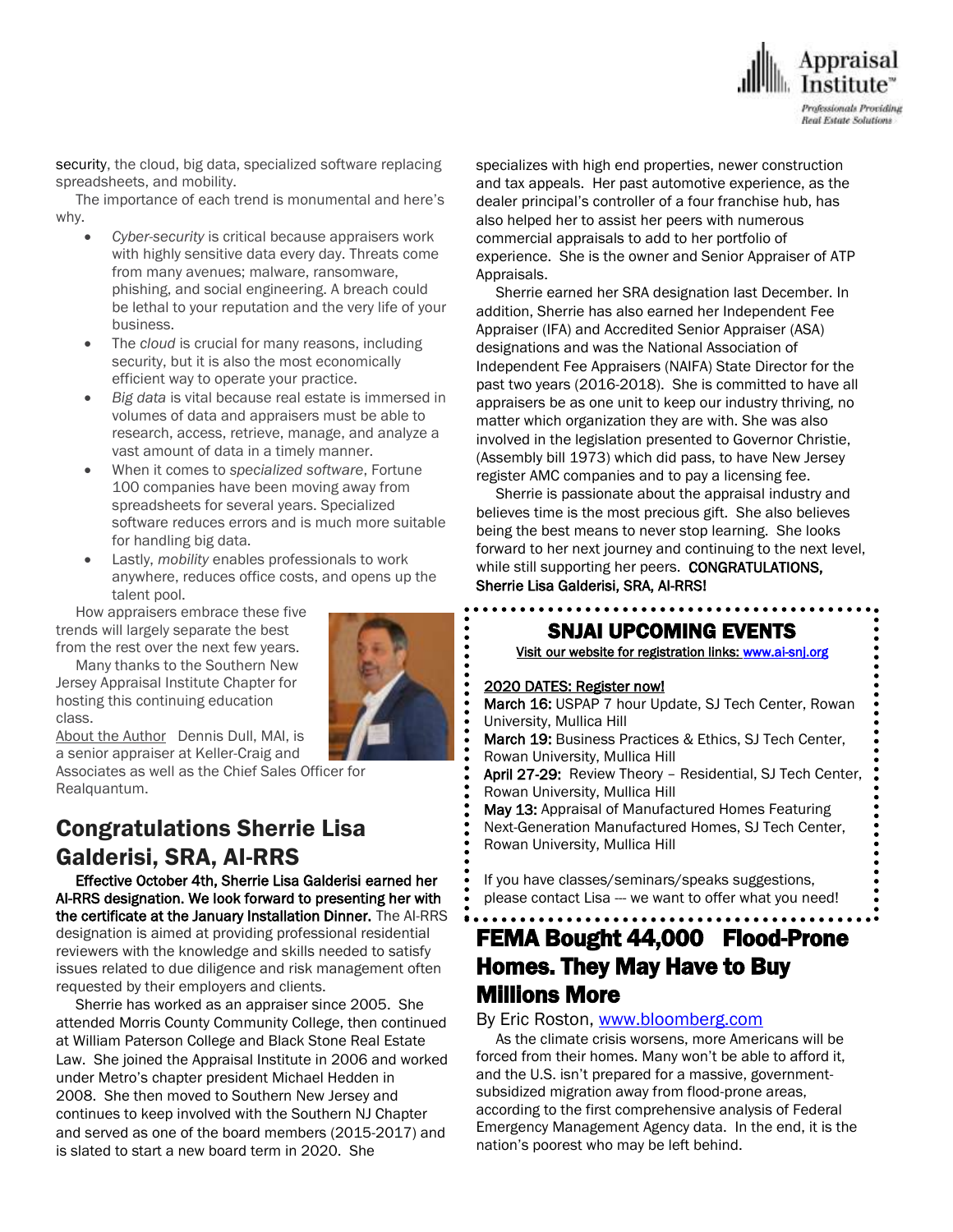security, the cloud, big data, specialized software replacing spreadsheets, and mobility.

The importance of each trend is monumental and here's why.

- *Cyber-security* is critical because appraisers work with highly sensitive data every day. Threats come from many avenues; malware, ransomware, phishing, and social engineering. A breach could be lethal to your reputation and the very life of your business.
- The *cloud* is crucial for many reasons, including security, but it is also the most economically efficient way to operate your practice.
- *Big data* is vital because real estate is immersed in volumes of data and appraisers must be able to research, access, retrieve, manage, and analyze a vast amount of data in a timely manner.
- When it comes to *specialized software*, Fortune 100 companies have been moving away from spreadsheets for several years. Specialized software reduces errors and is much more suitable for handling big data.
- Lastly, *mobility* enables professionals to work anywhere, reduces office costs, and opens up the talent pool.

How appraisers embrace these five trends will largely separate the best from the rest over the next few years.

Many thanks to the Southern New Jersey Appraisal Institute Chapter for hosting this continuing education class.

About the Author Dennis Dull, MAI, is a senior appraiser at Keller-Craig and Associates as well as the Chief Sales Officer for Realquantum.

## Congratulations Sherrie Lisa Galderisi, SRA, AI-RRS

**Effective October 4th, Sherrie Lisa Galderisi earned her AI-RRS designation. We look forward to presenting her with the certificate at the January Installation Dinner.** The AI-RRS designation is aimed at providing professional residential reviewers with the knowledge and skills needed to satisfy issues related to due diligence and risk management often requested by their employers and clients.

Sherrie has worked as an appraiser since 2005. She attended Morris County Community College, then continued at William Paterson College and Black Stone Real Estate Law. She joined the Appraisal Institute in 2006 and worked under Metro's chapter president Michael Hedden in 2008. She then moved to Southern New Jersey and continues to keep involved with the Southern NJ Chapter and served as one of the board members (2015-2017) and is slated to start a new board term in 2020. She specializes with high end properties, newer construction and tax appeals. Her past automotive experience, as the dealer principal's controller of a four franchise hub, has also helped her to assist her peers with numerous commercial appraisals to add to her portfolio of experience. She is the owner and Senior Appraiser of ATP Appraisals.

Sherrie earned her SRA designation last December. In addition, Sherrie has also earned her Independent Fee Appraiser (IFA) and Accredited Senior Appraiser (ASA) designations and was the National Association of Independent Fee Appraisers (NAIFA) State Director for the past two years (2016-2018). She is committed to have all appraisers be as one unit to keep our industry thriving, no matter which organization they are with. She was also involved in the legislation presented to Governor Christie, (Assembly bill 1973) which did pass, to have New Jersey register AMC companies and to pay a licensing fee.

Sherrie is passionate about the appraisal industry and believes time is the most precious gift. She also believes being the best means to never stop learning. She looks forward to her next journey and continuing to the next level, while still supporting her peers. **CONGRATULATIONS, Sherrie Lisa Galderisi, SRA, AI-RRS!**

### SNJAI UPCOMING EVENTS

Visit our website for registration links: www.ai-snj.org

2020 DATES: Register now!

**March 16:** USPAP 7 hour Update, SJ Tech Center, Rowan University, Mullica Hill
**March 19:** Business Practices & Ethics, SJ Tech Center, Rowan University, Mullica Hill
**April 27-29:** Review Theory – Residential, SJ Tech Center, Rowan University, Mullica Hill
**May 13:** Appraisal of Manufactured Homes Featuring Next-Generation Manufactured Homes, SJ Tech Center, Rowan University, Mullica Hill

If you have classes/seminars/speaks suggestions, please contact Lisa --- we want to offer what you need!

## FEMA Bought 44,000 Flood-Prone Homes. They May Have to Buy Millions More

By Eric Roston, www.bloomberg.com

As the climate crisis worsens, more Americans will be forced from their homes. Many won't be able to afford it, and the U.S. isn't prepared for a massive, government-subsidized migration away from flood-prone areas, according to the first comprehensive analysis of Federal Emergency Management Agency data. In the end, it is the nation's poorest who may be left behind.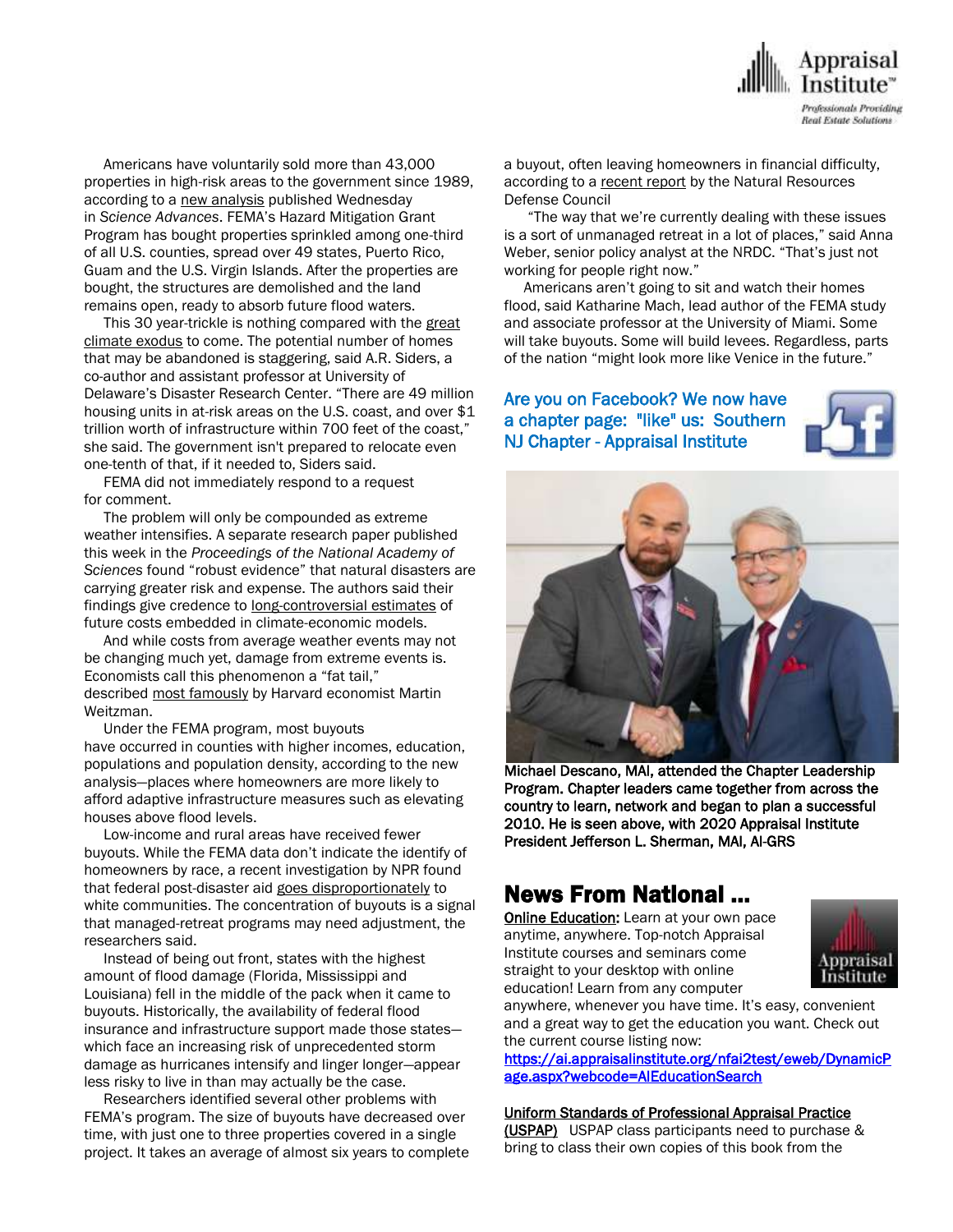Americans have voluntarily sold more than 43,000 properties in high-risk areas to the government since 1989, according to a new analysis published Wednesday in *Science Advances*. FEMA's Hazard Mitigation Grant Program has bought properties sprinkled among one-third of all U.S. counties, spread over 49 states, Puerto Rico, Guam and the U.S. Virgin Islands. After the properties are bought, the structures are demolished and the land remains open, ready to absorb future flood waters.

This 30 year-trickle is nothing compared with the great climate exodus to come. The potential number of homes that may be abandoned is staggering, said A.R. Siders, a co-author and assistant professor at University of Delaware's Disaster Research Center. "There are 49 million housing units in at-risk areas on the U.S. coast, and over $1 trillion worth of infrastructure within 700 feet of the coast," she said. The government isn't prepared to relocate even one-tenth of that, if it needed to, Siders said.

FEMA did not immediately respond to a request for comment.

The problem will only be compounded as extreme weather intensifies. A separate research paper published this week in the *Proceedings of the National Academy of Sciences* found "robust evidence" that natural disasters are carrying greater risk and expense. The authors said their findings give credence to long-controversial estimates of future costs embedded in climate-economic models.

And while costs from average weather events may not be changing much yet, damage from extreme events is. Economists call this phenomenon a "fat tail," described most famously by Harvard economist Martin Weitzman.

Under the FEMA program, most buyouts have occurred in counties with higher incomes, education, populations and population density, according to the new analysis—places where homeowners are more likely to afford adaptive infrastructure measures such as elevating houses above flood levels.

Low-income and rural areas have received fewer buyouts. While the FEMA data don't indicate the identify of homeowners by race, a recent investigation by NPR found that federal post-disaster aid goes disproportionately to white communities. The concentration of buyouts is a signal that managed-retreat programs may need adjustment, the researchers said.

Instead of being out front, states with the highest amount of flood damage (Florida, Mississippi and Louisiana) fell in the middle of the pack when it came to buyouts. Historically, the availability of federal flood insurance and infrastructure support made those states—which face an increasing risk of unprecedented storm damage as hurricanes intensify and linger longer—appear less risky to live in than may actually be the case.

Researchers identified several other problems with FEMA's program. The size of buyouts have decreased over time, with just one to three properties covered in a single project. It takes an average of almost six years to complete a buyout, often leaving homeowners in financial difficulty, according to a recent report by the Natural Resources Defense Council

"The way that we're currently dealing with these issues is a sort of unmanaged retreat in a lot of places," said Anna Weber, senior policy analyst at the NRDC. "That's just not working for people right now."

Americans aren't going to sit and watch their homes flood, said Katharine Mach, lead author of the FEMA study and associate professor at the University of Miami. Some will take buyouts. Some will build levees. Regardless, parts of the nation "might look more like Venice in the future."

Are you on Facebook? We now have a chapter page: "like" us: Southern NJ Chapter - Appraisal Institute

**Michael Descano, MAI, attended the Chapter Leadership Program. Chapter leaders came together from across the country to learn, network and began to plan a successful 2010. He is seen above, with 2020 Appraisal Institute President Jefferson L. Sherman, MAI, AI-GRS**

## News From National ...

**Online Education:** Learn at your own pace anytime, anywhere. Top-notch Appraisal Institute courses and seminars come straight to your desktop with online education! Learn from any computer anywhere, whenever you have time. It's easy, convenient and a great way to get the education you want. Check out the current course listing now:
https://ai.appraisalinstitute.org/nfai2test/eweb/DynamicPage.aspx?webcode=AIEducationSearch

**Uniform Standards of Professional Appraisal Practice (USPAP)** USPAP class participants need to purchase & bring to class their own copies of this book from the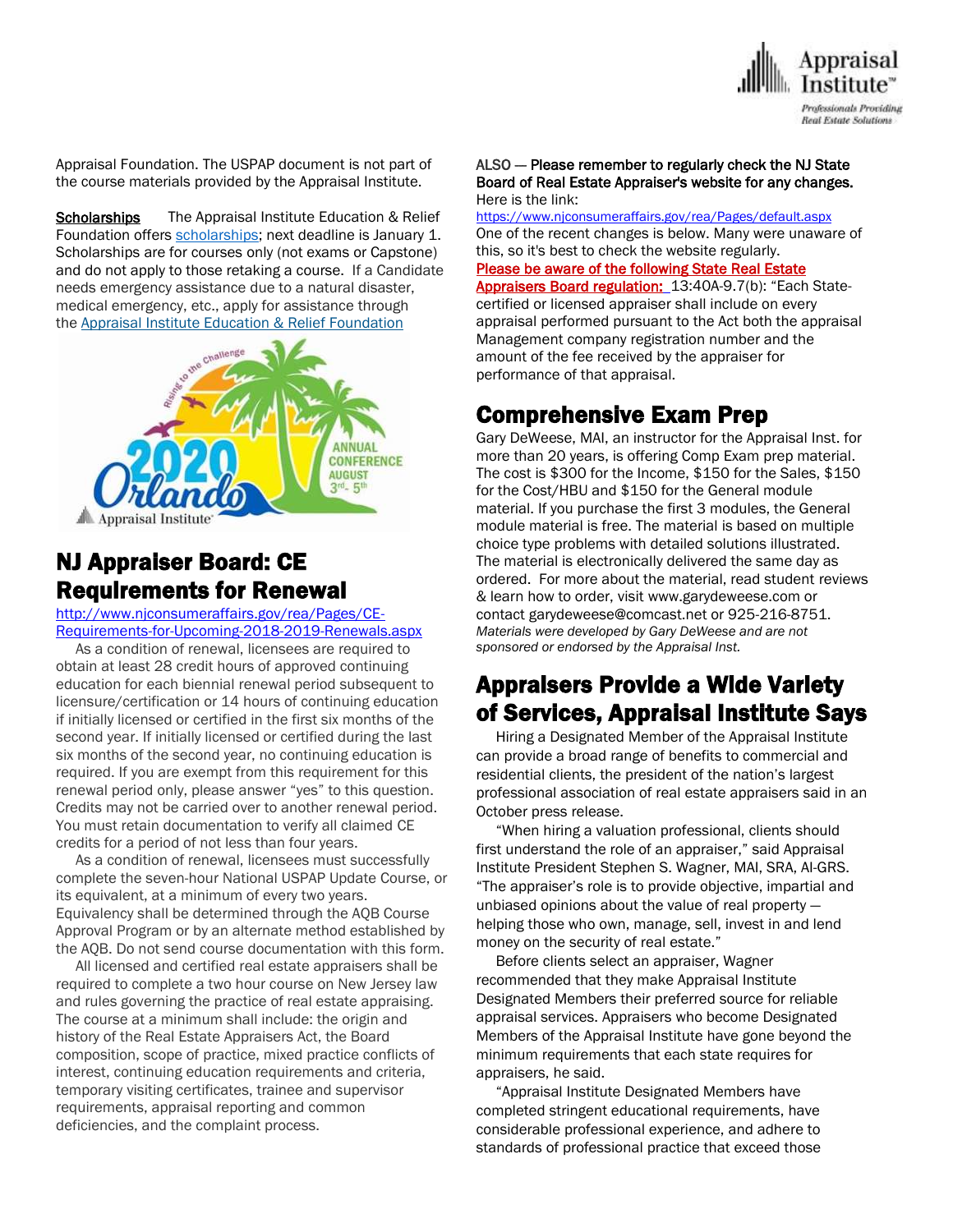Appraisal Foundation. The USPAP document is not part of the course materials provided by the Appraisal Institute.

**Scholarships** The Appraisal Institute Education & Relief Foundation offers [scholarships](); next deadline is January 1. Scholarships are for courses only (not exams or Capstone) and do not apply to those retaking a course. If a Candidate needs emergency assistance due to a natural disaster, medical emergency, etc., apply for assistance through the [Appraisal Institute Education & Relief Foundation]()

## NJ Appraiser Board: CE Requirements for Renewal

http://www.njconsumeraffairs.gov/rea/Pages/CE-Requirements-for-Upcoming-2018-2019-Renewals.aspx

As a condition of renewal, licensees are required to obtain at least 28 credit hours of approved continuing education for each biennial renewal period subsequent to licensure/certification or 14 hours of continuing education if initially licensed or certified in the first six months of the second year. If initially licensed or certified during the last six months of the second year, no continuing education is required. If you are exempt from this requirement for this renewal period only, please answer "yes" to this question. Credits may not be carried over to another renewal period. You must retain documentation to verify all claimed CE credits for a period of not less than four years.

As a condition of renewal, licensees must successfully complete the seven-hour National USPAP Update Course, or its equivalent, at a minimum of every two years. Equivalency shall be determined through the AQB Course Approval Program or by an alternate method established by the AQB. Do not send course documentation with this form.

All licensed and certified real estate appraisers shall be required to complete a two hour course on New Jersey law and rules governing the practice of real estate appraising. The course at a minimum shall include: the origin and history of the Real Estate Appraisers Act, the Board composition, scope of practice, mixed practice conflicts of interest, continuing education requirements and criteria, temporary visiting certificates, trainee and supervisor requirements, appraisal reporting and common deficiencies, and the complaint process.

ALSO — **Please remember to regularly check the NJ State Board of Real Estate Appraiser's website for any changes.** Here is the link:
https://www.njconsumeraffairs.gov/rea/Pages/default.aspx
One of the recent changes is below. Many were unaware of this, so it's best to check the website regularly.

**Please be aware of the following State Real Estate Appraisers Board regulation:** 13:40A-9.7(b): "Each State-certified or licensed appraiser shall include on every appraisal performed pursuant to the Act both the appraisal Management company registration number and the amount of the fee received by the appraiser for performance of that appraisal.

## Comprehensive Exam Prep

Gary DeWeese, MAI, an instructor for the Appraisal Inst. for more than 20 years, is offering Comp Exam prep material. The cost is $300 for the Income, $150 for the Sales, $150 for the Cost/HBU and $150 for the General module material. If you purchase the first 3 modules, the General module material is free. The material is based on multiple choice type problems with detailed solutions illustrated. The material is electronically delivered the same day as ordered. For more about the material, read student reviews & learn how to order, visit www.garydeweese.com or contact garydeweese@comcast.net or 925-216-8751.

*Materials were developed by Gary DeWeese and are not sponsored or endorsed by the Appraisal Inst.*

## Appraisers Provide a Wide Variety of Services, Appraisal Institute Says

Hiring a Designated Member of the Appraisal Institute can provide a broad range of benefits to commercial and residential clients, the president of the nation's largest professional association of real estate appraisers said in an October press release.

"When hiring a valuation professional, clients should first understand the role of an appraiser," said Appraisal Institute President Stephen S. Wagner, MAI, SRA, AI-GRS. "The appraiser's role is to provide objective, impartial and unbiased opinions about the value of real property — helping those who own, manage, sell, invest in and lend money on the security of real estate."

Before clients select an appraiser, Wagner recommended that they make Appraisal Institute Designated Members their preferred source for reliable appraisal services. Appraisers who become Designated Members of the Appraisal Institute have gone beyond the minimum requirements that each state requires for appraisers, he said.

"Appraisal Institute Designated Members have completed stringent educational requirements, have considerable professional experience, and adhere to standards of professional practice that exceed those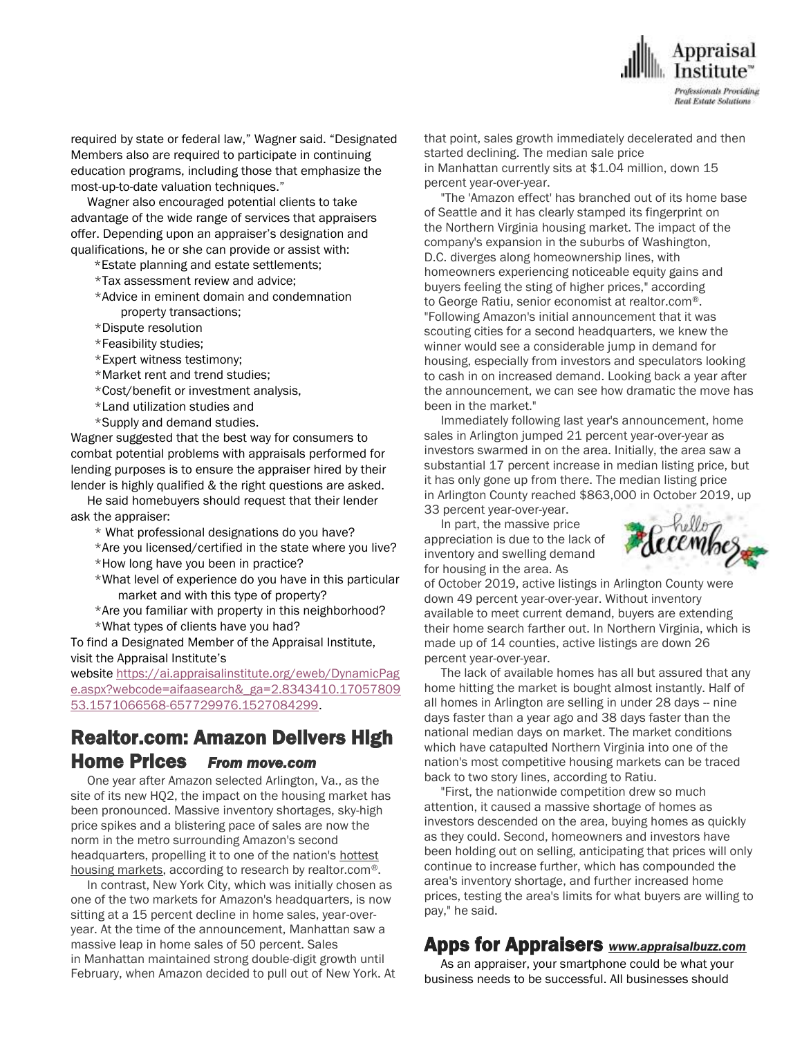required by state or federal law," Wagner said. "Designated Members also are required to participate in continuing education programs, including those that emphasize the most-up-to-date valuation techniques."

Wagner also encouraged potential clients to take advantage of the wide range of services that appraisers offer. Depending upon an appraiser's designation and qualifications, he or she can provide or assist with:

*Estate planning and estate settlements;
*Tax assessment review and advice;
*Advice in eminent domain and condemnation property transactions;
*Dispute resolution
*Feasibility studies;
*Expert witness testimony;
*Market rent and trend studies;
*Cost/benefit or investment analysis,
*Land utilization studies and
*Supply and demand studies.

Wagner suggested that the best way for consumers to combat potential problems with appraisals performed for lending purposes is to ensure the appraiser hired by their lender is highly qualified & the right questions are asked.

He said homebuyers should request that their lender ask the appraiser:

* What professional designations do you have?
*Are you licensed/certified in the state where you live?
*How long have you been in practice?
*What level of experience do you have in this particular market and with this type of property?
*Are you familiar with property in this neighborhood?
*What types of clients have you had?

To find a Designated Member of the Appraisal Institute, visit the Appraisal Institute's website [https://ai.appraisalinstitute.org/eweb/DynamicPage.aspx?webcode=aifaasearch&_ga=2.8343410.1705780953.1571066568-657729976.1527084299](https://ai.appraisalinstitute.org/eweb/DynamicPage.aspx?webcode=aifaasearch&_ga=2.8343410.1705780953.1571066568-657729976.1527084299).

## Realtor.com: Amazon Delivers High Home Prices *From move.com*

One year after Amazon selected Arlington, Va., as the site of its new HQ2, the impact on the housing market has been pronounced. Massive inventory shortages, sky-high price spikes and a blistering pace of sales are now the norm in the metro surrounding Amazon's second headquarters, propelling it to one of the nation's hottest housing markets, according to research by realtor.com®.

In contrast, New York City, which was initially chosen as one of the two markets for Amazon's headquarters, is now sitting at a 15 percent decline in home sales, year-over-year. At the time of the announcement, Manhattan saw a massive leap in home sales of 50 percent. Sales in Manhattan maintained strong double-digit growth until February, when Amazon decided to pull out of New York. At that point, sales growth immediately decelerated and then started declining. The median sale price in Manhattan currently sits at $1.04 million, down 15 percent year-over-year.

"The 'Amazon effect' has branched out of its home base of Seattle and it has clearly stamped its fingerprint on the Northern Virginia housing market. The impact of the company's expansion in the suburbs of Washington, D.C. diverges along homeownership lines, with homeowners experiencing noticeable equity gains and buyers feeling the sting of higher prices," according to George Ratiu, senior economist at realtor.com®. "Following Amazon's initial announcement that it was scouting cities for a second headquarters, we knew the winner would see a considerable jump in demand for housing, especially from investors and speculators looking to cash in on increased demand. Looking back a year after the announcement, we can see how dramatic the move has been in the market."

Immediately following last year's announcement, home sales in Arlington jumped 21 percent year-over-year as investors swarmed in on the area. Initially, the area saw a substantial 17 percent increase in median listing price, but it has only gone up from there. The median listing price in Arlington County reached $863,000 in October 2019, up 33 percent year-over-year.

In part, the massive price appreciation is due to the lack of inventory and swelling demand for housing in the area. As of October 2019, active listings in Arlington County were down 49 percent year-over-year. Without inventory available to meet current demand, buyers are extending their home search farther out. In Northern Virginia, which is made up of 14 counties, active listings are down 26 percent year-over-year.

The lack of available homes has all but assured that any home hitting the market is bought almost instantly. Half of all homes in Arlington are selling in under 28 days -- nine days faster than a year ago and 38 days faster than the national median days on market. The market conditions which have catapulted Northern Virginia into one of the nation's most competitive housing markets can be traced back to two story lines, according to Ratiu.

"First, the nationwide competition drew so much attention, it caused a massive shortage of homes as investors descended on the area, buying homes as quickly as they could. Second, homeowners and investors have been holding out on selling, anticipating that prices will only continue to increase further, which has compounded the area's inventory shortage, and further increased home prices, testing the area's limits for what buyers are willing to pay," he said.

## Apps for Appraisers *www.appraisalbuzz.com*

As an appraiser, your smartphone could be what your business needs to be successful. All businesses should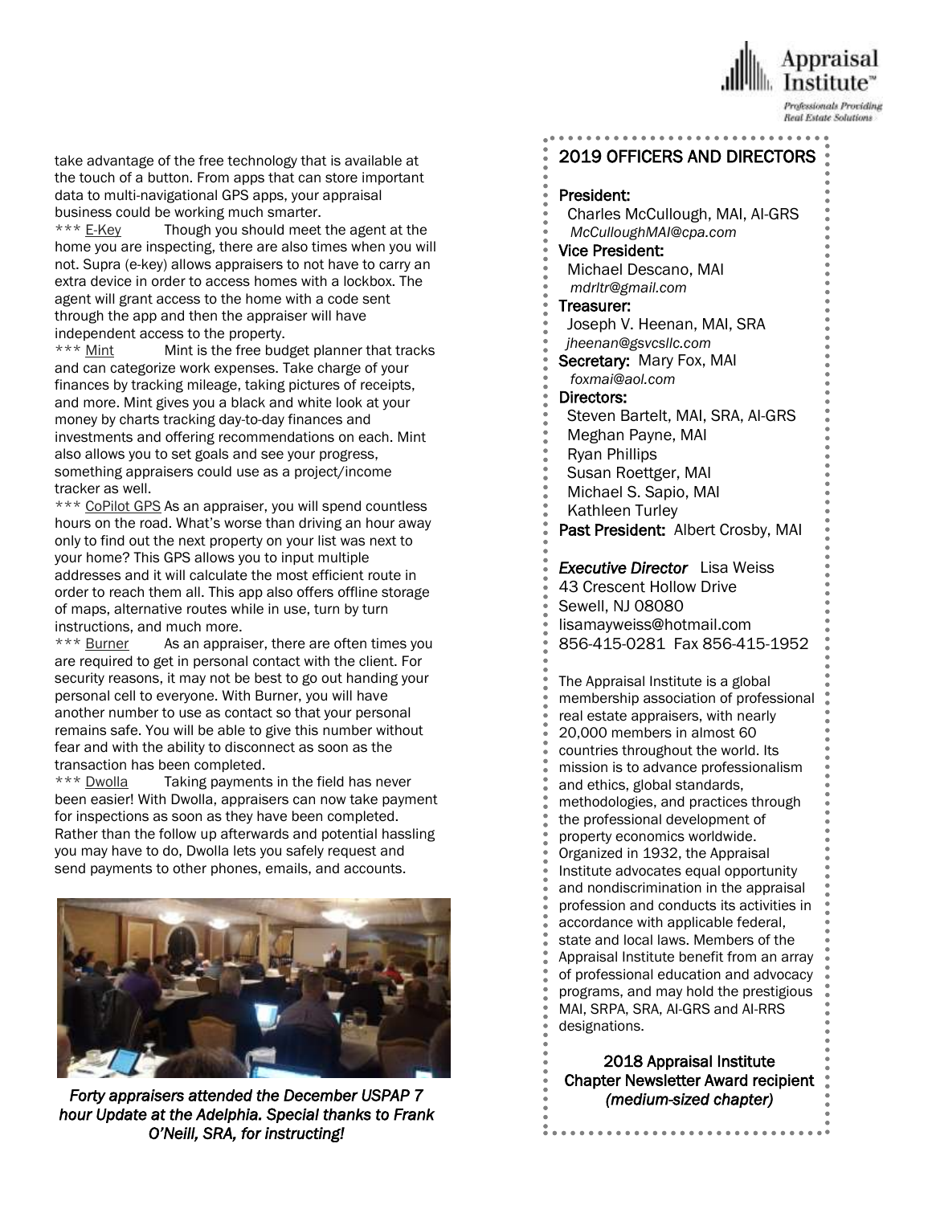take advantage of the free technology that is available at the touch of a button. From apps that can store important data to multi-navigational GPS apps, your appraisal business could be working much smarter.

*** E-Key Though you should meet the agent at the home you are inspecting, there are also times when you will not. Supra (e-key) allows appraisers to not have to carry an extra device in order to access homes with a lockbox. The agent will grant access to the home with a code sent through the app and then the appraiser will have independent access to the property.

*** Mint Mint is the free budget planner that tracks and can categorize work expenses. Take charge of your finances by tracking mileage, taking pictures of receipts, and more. Mint gives you a black and white look at your money by charts tracking day-to-day finances and investments and offering recommendations on each. Mint also allows you to set goals and see your progress, something appraisers could use as a project/income tracker as well.

*** CoPilot GPS As an appraiser, you will spend countless hours on the road. What's worse than driving an hour away only to find out the next property on your list was next to your home? This GPS allows you to input multiple addresses and it will calculate the most efficient route in order to reach them all. This app also offers offline storage of maps, alternative routes while in use, turn by turn instructions, and much more.

*** Burner As an appraiser, there are often times you are required to get in personal contact with the client. For security reasons, it may not be best to go out handing your personal cell to everyone. With Burner, you will have another number to use as contact so that your personal remains safe. You will be able to give this number without fear and with the ability to disconnect as soon as the transaction has been completed.

*** Dwolla Taking payments in the field has never been easier! With Dwolla, appraisers can now take payment for inspections as soon as they have been completed. Rather than the follow up afterwards and potential hassling you may have to do, Dwolla lets you safely request and send payments to other phones, emails, and accounts.

*Forty appraisers attended the December USPAP 7 hour Update at the Adelphia. Special thanks to Frank O'Neill, SRA, for instructing!*

## 2019 OFFICERS AND DIRECTORS

**President:**
Charles McCullough, MAI, AI-GRS
*McCulloughMAI@cpa.com*

**Vice President:**
Michael Descano, MAI
*mdrltr@gmail.com*

**Treasurer:**
Joseph V. Heenan, MAI, SRA
*jheenan@gsvcsllc.com*

**Secretary:** Mary Fox, MAI
*foxmai@aol.com*

**Directors:**
Steven Bartelt, MAI, SRA, AI-GRS
Meghan Payne, MAI
Ryan Phillips
Susan Roettger, MAI
Michael S. Sapio, MAI
Kathleen Turley

**Past President:** Albert Crosby, MAI

***Executive Director*** Lisa Weiss
43 Crescent Hollow Drive
Sewell, NJ 08080
lisamayweiss@hotmail.com
856-415-0281 Fax 856-415-1952

The Appraisal Institute is a global membership association of professional real estate appraisers, with nearly 20,000 members in almost 60 countries throughout the world. Its mission is to advance professionalism and ethics, global standards, methodologies, and practices through the professional development of property economics worldwide. Organized in 1932, the Appraisal Institute advocates equal opportunity and nondiscrimination in the appraisal profession and conducts its activities in accordance with applicable federal, state and local laws. Members of the Appraisal Institute benefit from an array of professional education and advocacy programs, and may hold the prestigious MAI, SRPA, SRA, AI-GRS and AI-RRS designations.

2018 Appraisal Institute Chapter Newsletter Award recipient *(medium-sized chapter)*